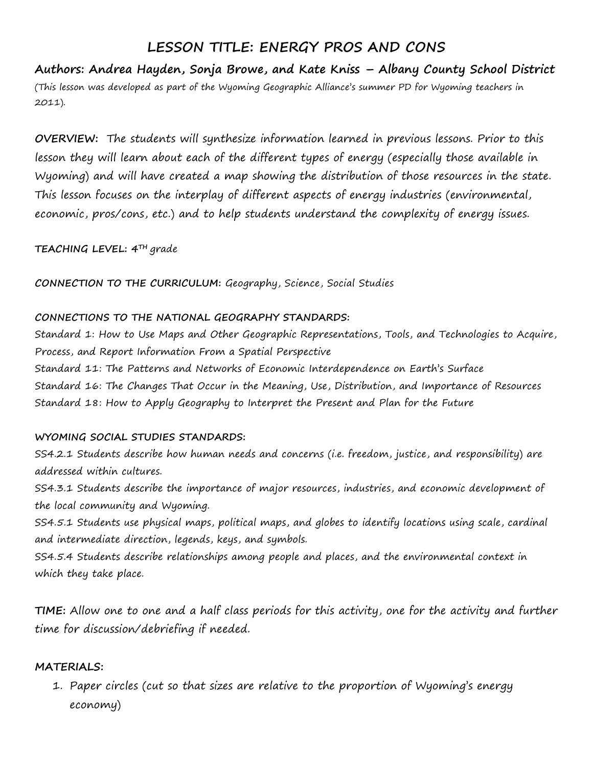# LESSON TITLE: ENERGY PROS AND CONS

**Authors: Andrea Hayden, Sonja Browe, and Kate Kniss – Albany County School District**

(This lesson was developed as part of the Wyoming Geographic Alliance's summer PD for Wyoming teachers in 2011).

**OVERVIEW:** The students will synthesize information learned in previous lessons. Prior to this lesson they will learn about each of the different types of energy (especially those available in Wyoming) and will have created a map showing the distribution of those resources in the state. This lesson focuses on the interplay of different aspects of energy industries (environmental, economic, pros/cons, etc.) and to help students understand the complexity of energy issues.

**TEACHING LEVEL:** 4TH grade

**CONNECTION TO THE CURRICULUM:** Geography, Science, Social Studies

**CONNECTIONS TO THE NATIONAL GEOGRAPHY STANDARDS:**

Standard 1: How to Use Maps and Other Geographic Representations, Tools, and Technologies to Acquire, Process, and Report Information From a Spatial Perspective

Standard 11: The Patterns and Networks of Economic Interdependence on Earth's Surface

Standard 16: The Changes That Occur in the Meaning, Use, Distribution, and Importance of Resources

Standard 18: How to Apply Geography to Interpret the Present and Plan for the Future

**WYOMING SOCIAL STUDIES STANDARDS:**

SS4.2.1 Students describe how human needs and concerns (i.e. freedom, justice, and responsibility) are addressed within cultures.

SS4.3.1 Students describe the importance of major resources, industries, and economic development of the local community and Wyoming.

SS4.5.1 Students use physical maps, political maps, and globes to identify locations using scale, cardinal and intermediate direction, legends, keys, and symbols.

SS4.5.4 Students describe relationships among people and places, and the environmental context in which they take place.

**TIME:** Allow one to one and a half class periods for this activity, one for the activity and further time for discussion/debriefing if needed.

**MATERIALS:**

1. Paper circles (cut so that sizes are relative to the proportion of Wyoming's energy economy)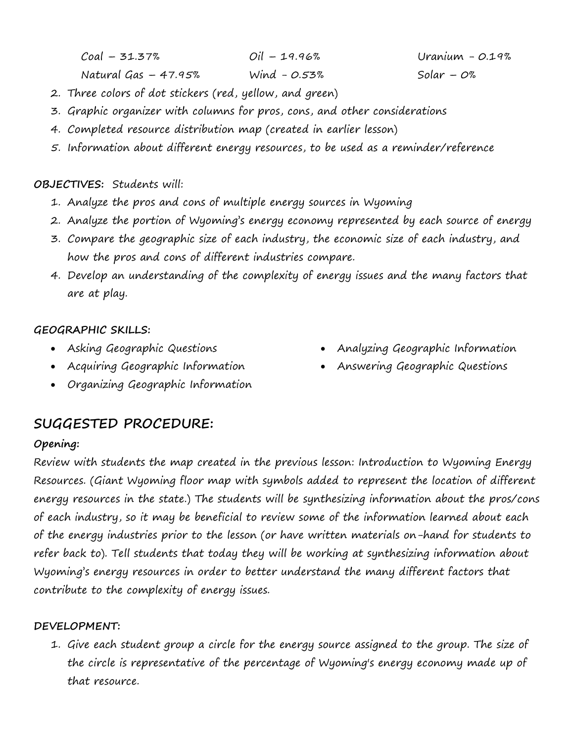Coal – 31.37% | Oil – 19.96% | Uranium - 0.19%
Natural Gas – 47.95% | Wind - 0.53% | Solar – 0%

2. Three colors of dot stickers (red, yellow, and green)
3. Graphic organizer with columns for pros, cons, and other considerations
4. Completed resource distribution map (created in earlier lesson)
5. Information about different energy resources, to be used as a reminder/reference

**OBJECTIVES:** Students will:

1. Analyze the pros and cons of multiple energy sources in Wyoming
2. Analyze the portion of Wyoming's energy economy represented by each source of energy
3. Compare the geographic size of each industry, the economic size of each industry, and how the pros and cons of different industries compare.
4. Develop an understanding of the complexity of energy issues and the many factors that are at play.

**GEOGRAPHIC SKILLS:**

- Asking Geographic Questions
- Acquiring Geographic Information
- Organizing Geographic Information
- Analyzing Geographic Information
- Answering Geographic Questions

## SUGGESTED PROCEDURE:

**Opening:**

Review with students the map created in the previous lesson: Introduction to Wyoming Energy Resources. (Giant Wyoming floor map with symbols added to represent the location of different energy resources in the state.) The students will be synthesizing information about the pros/cons of each industry, so it may be beneficial to review some of the information learned about each of the energy industries prior to the lesson (or have written materials on-hand for students to refer back to). Tell students that today they will be working at synthesizing information about Wyoming's energy resources in order to better understand the many different factors that contribute to the complexity of energy issues.

**DEVELOPMENT:**

1. Give each student group a circle for the energy source assigned to the group. The size of the circle is representative of the percentage of Wyoming's energy economy made up of that resource.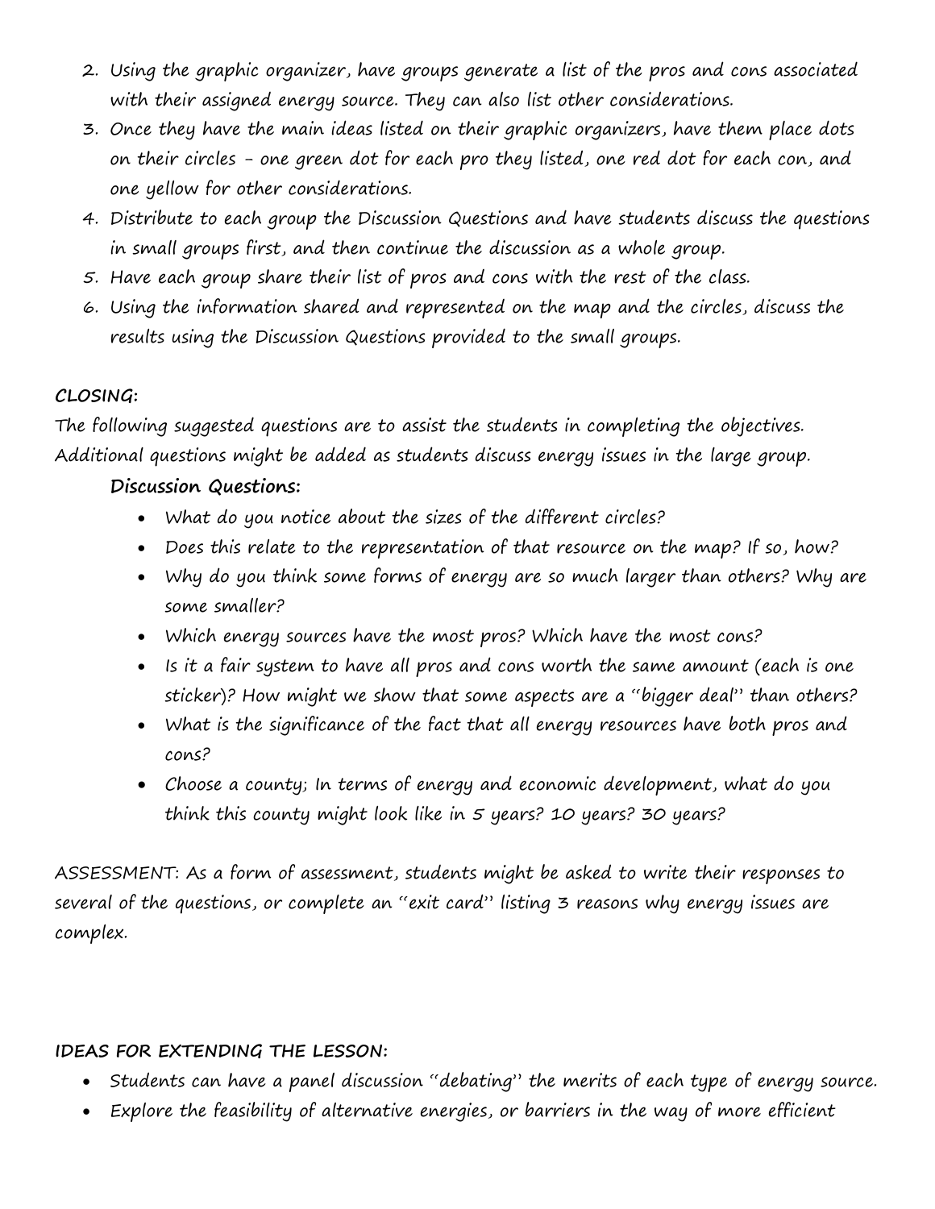2. Using the graphic organizer, have groups generate a list of the pros and cons associated with their assigned energy source. They can also list other considerations.
3. Once they have the main ideas listed on their graphic organizers, have them place dots on their circles – one green dot for each pro they listed, one red dot for each con, and one yellow for other considerations.
4. Distribute to each group the Discussion Questions and have students discuss the questions in small groups first, and then continue the discussion as a whole group.
5. Have each group share their list of pros and cons with the rest of the class.
6. Using the information shared and represented on the map and the circles, discuss the results using the Discussion Questions provided to the small groups.

**CLOSING:**

The following suggested questions are to assist the students in completing the objectives. Additional questions might be added as students discuss energy issues in the large group.

**Discussion Questions:**

- What do you notice about the sizes of the different circles?
- Does this relate to the representation of that resource on the map? If so, how?
- Why do you think some forms of energy are so much larger than others? Why are some smaller?
- Which energy sources have the most pros? Which have the most cons?
- Is it a fair system to have all pros and cons worth the same amount (each is one sticker)? How might we show that some aspects are a "bigger deal" than others?
- What is the significance of the fact that all energy resources have both pros and cons?
- Choose a county; In terms of energy and economic development, what do you think this county might look like in 5 years? 10 years? 30 years?

ASSESSMENT: As a form of assessment, students might be asked to write their responses to several of the questions, or complete an "exit card" listing 3 reasons why energy issues are complex.

**IDEAS FOR EXTENDING THE LESSON:**

- Students can have a panel discussion "debating" the merits of each type of energy source.
- Explore the feasibility of alternative energies, or barriers in the way of more efficient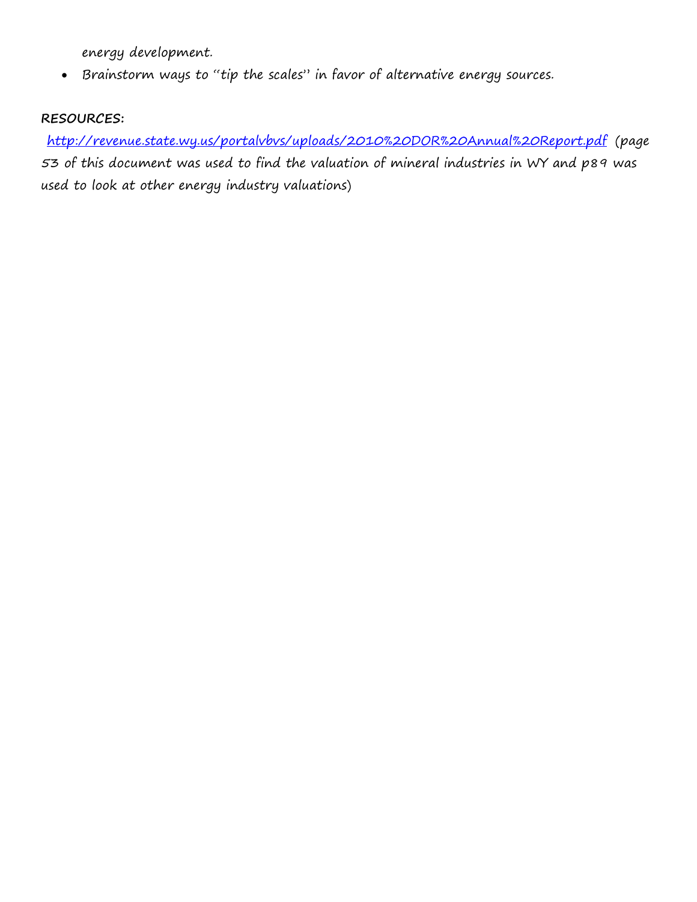energy development.

- Brainstorm ways to "tip the scales" in favor of alternative energy sources.

**RESOURCES:**

[http://revenue.state.wy.us/portalvbvs/uploads/2010%20DOR%20Annual%20Report.pdf](http://revenue.state.wy.us/portalvbvs/uploads/2010%20DOR%20Annual%20Report.pdf) (page 53 of this document was used to find the valuation of mineral industries in WY and p89 was used to look at other energy industry valuations)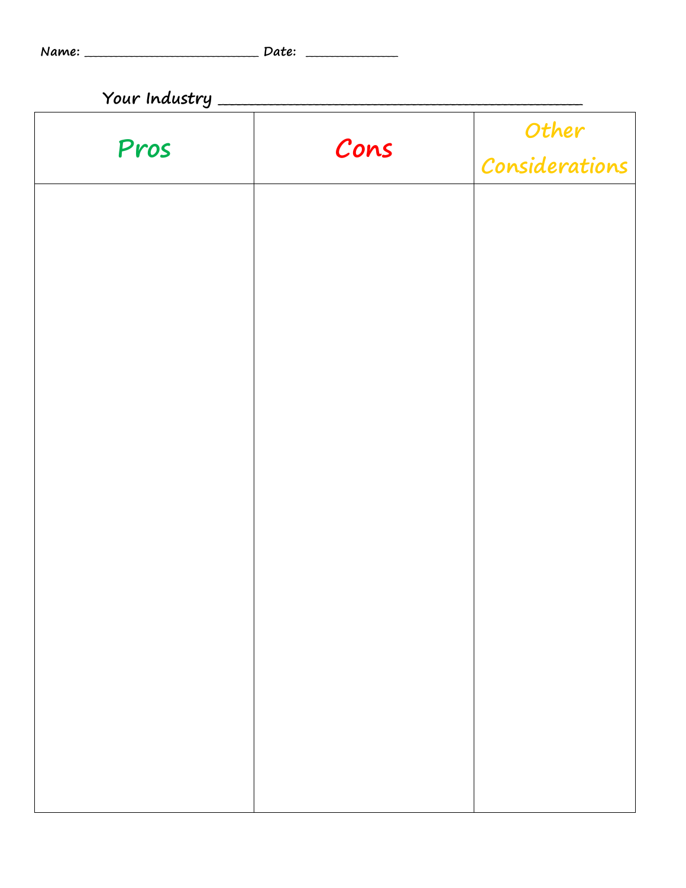Name: ________________________ Date: ____________

Your Industry ______________________________________________

| Pros | Cons | Other Considerations |
| --- | --- | --- |
| | | |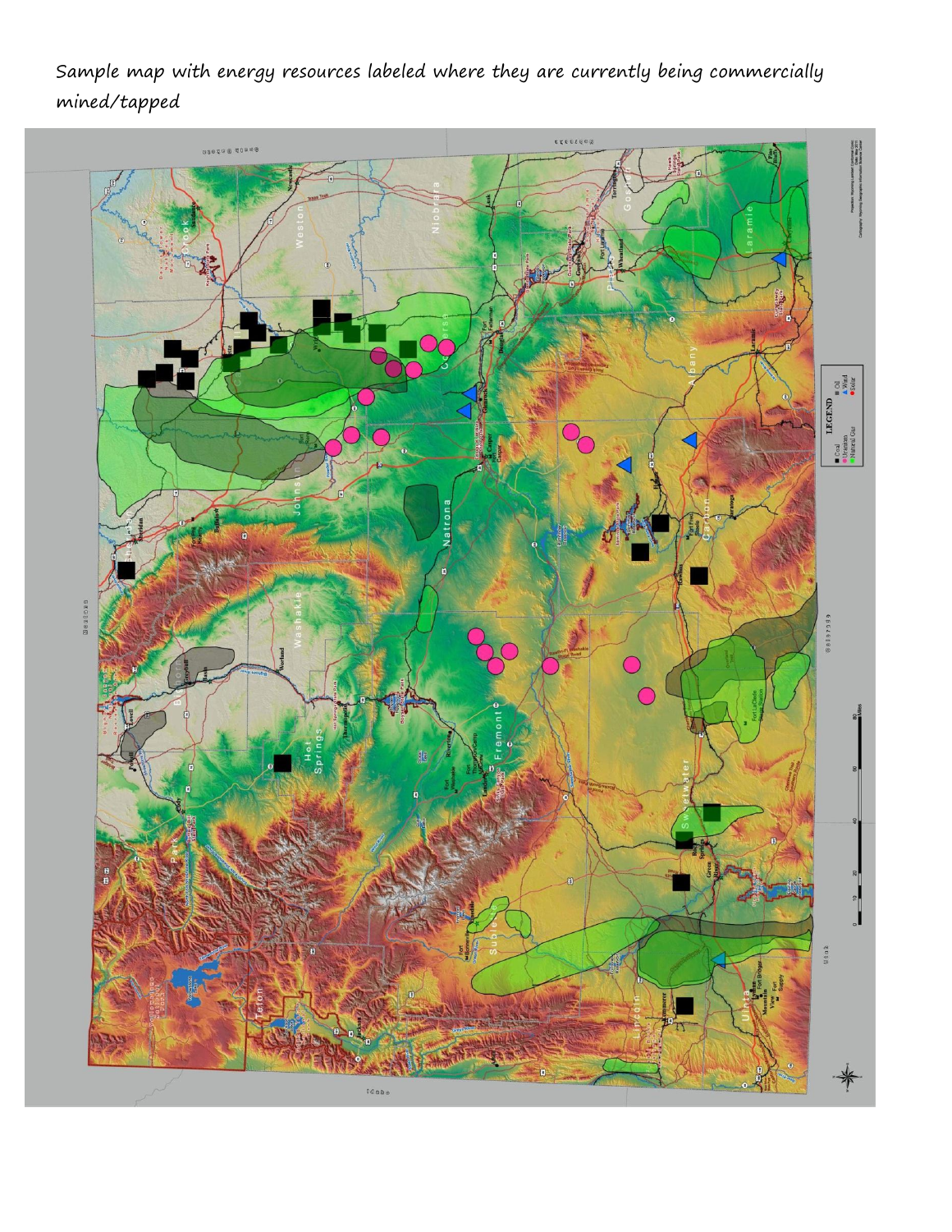Sample map with energy resources labeled where they are currently being commercially mined/tapped

LEGEND

■ Coal
● Uranium
● Natural Gas
■ Oil
▲ Wind
● Solar